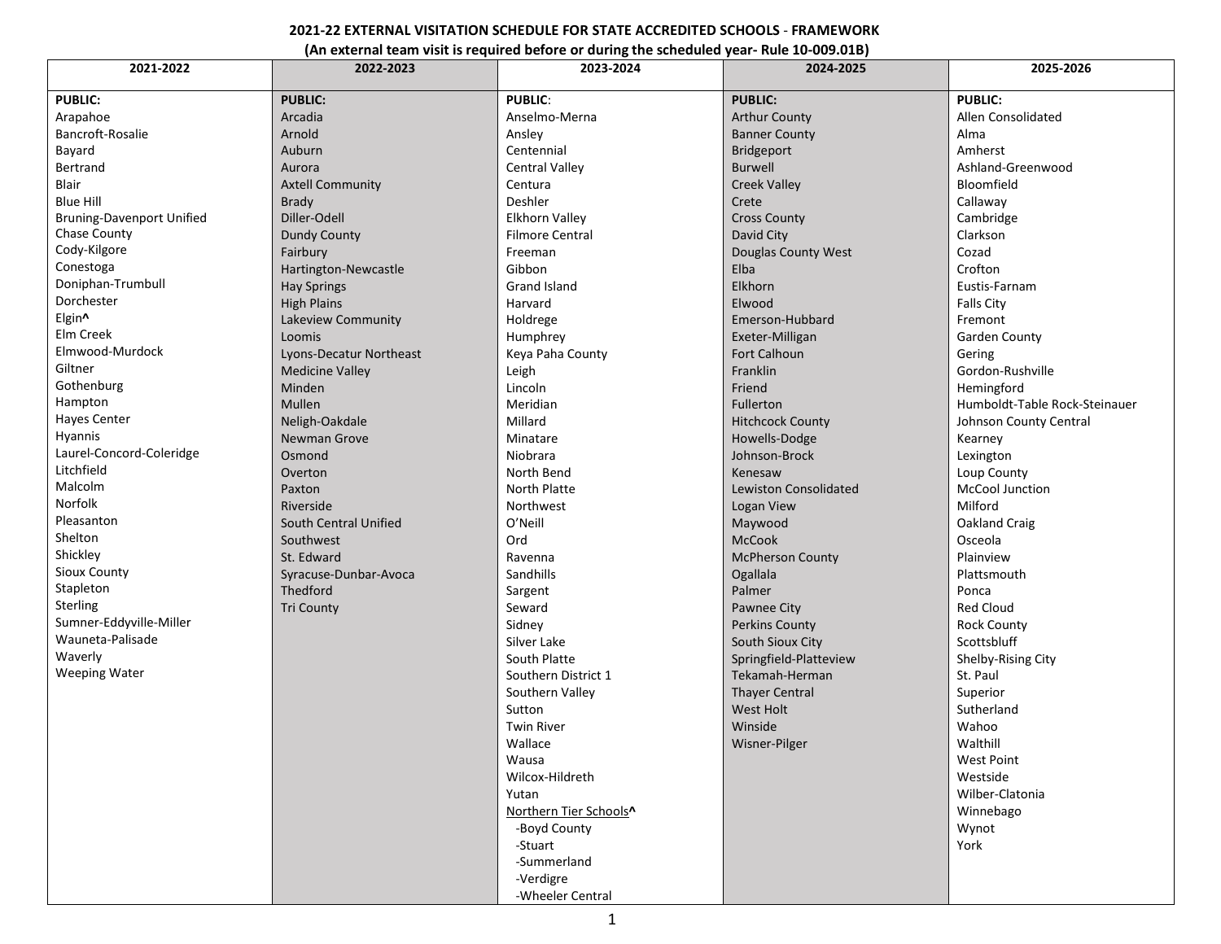**2021-22 EXTERNAL VISITATION SCHEDULE FOR STATE ACCREDITED SCHOOLS - FRAMEWORK**

**(An external team visit is required before or during the scheduled year- Rule 10-009.01B)**

| 2021-2022 | 2022-2023 | 2023-2024 | 2024-2025 | 2025-2026 |
|---|---|---|---|---|
| **PUBLIC:** | **PUBLIC:** | **PUBLIC**: | **PUBLIC:** | **PUBLIC:** |
| Arapahoe | Arcadia | Anselmo-Merna | Arthur County | Allen Consolidated |
| Bancroft-Rosalie | Arnold | Ansley | Banner County | Alma |
| Bayard | Auburn | Centennial | Bridgeport | Amherst |
| Bertrand | Aurora | Central Valley | Burwell | Ashland-Greenwood |
| Blair | Axtell Community | Centura | Creek Valley | Bloomfield |
| Blue Hill | Brady | Deshler | Crete | Callaway |
| Bruning-Davenport Unified | Diller-Odell | Elkhorn Valley | Cross County | Cambridge |
| Chase County | Dundy County | Filmore Central | David City | Clarkson |
| Cody-Kilgore | Fairbury | Freeman | Douglas County West | Cozad |
| Conestoga | Hartington-Newcastle | Gibbon | Elba | Crofton |
| Doniphan-Trumbull | Hay Springs | Grand Island | Elkhorn | Eustis-Farnam |
| Dorchester | High Plains | Harvard | Elwood | Falls City |
| Elgin**^** | Lakeview Community | Holdrege | Emerson-Hubbard | Fremont |
| Elm Creek | Loomis | Humphrey | Exeter-Milligan | Garden County |
| Elmwood-Murdock | Lyons-Decatur Northeast | Keya Paha County | Fort Calhoun | Gering |
| Giltner | Medicine Valley | Leigh | Franklin | Gordon-Rushville |
| Gothenburg | Minden | Lincoln | Friend | Hemingford |
| Hampton | Mullen | Meridian | Fullerton | Humboldt-Table Rock-Steinauer |
| Hayes Center | Neligh-Oakdale | Millard | Hitchcock County | Johnson County Central |
| Hyannis | Newman Grove | Minatare | Howells-Dodge | Kearney |
| Laurel-Concord-Coleridge | Osmond | Niobrara | Johnson-Brock | Lexington |
| Litchfield | Overton | North Bend | Kenesaw | Loup County |
| Malcolm | Paxton | North Platte | Lewiston Consolidated | McCool Junction |
| Norfolk | Riverside | Northwest | Logan View | Milford |
| Pleasanton | South Central Unified | O'Neill | Maywood | Oakland Craig |
| Shelton | Southwest | Ord | McCook | Osceola |
| Shickley | St. Edward | Ravenna | McPherson County | Plainview |
| Sioux County | Syracuse-Dunbar-Avoca | Sandhills | Ogallala | Plattsmouth |
| Stapleton | Thedford | Sargent | Palmer | Ponca |
| Sterling | Tri County | Seward | Pawnee City | Red Cloud |
| Sumner-Eddyville-Miller | | Sidney | Perkins County | Rock County |
| Wauneta-Palisade | | Silver Lake | South Sioux City | Scottsbluff |
| Waverly | | South Platte | Springfield-Platteview | Shelby-Rising City |
| Weeping Water | | Southern District 1 | Tekamah-Herman | St. Paul |
| | | Southern Valley | Thayer Central | Superior |
| | | Sutton | West Holt | Sutherland |
| | | Twin River | Winside | Wahoo |
| | | Wallace | Wisner-Pilger | Walthill |
| | | Wausa | | West Point |
| | | Wilcox-Hildreth | | Westside |
| | | Yutan | | Wilber-Clatonia |
| | | Northern Tier Schools**^** | | Winnebago |
| | | -Boyd County | | Wynot |
| | | -Stuart | | York |
| | | -Summerland | | |
| | | -Verdigre | | |
| | | -Wheeler Central | | |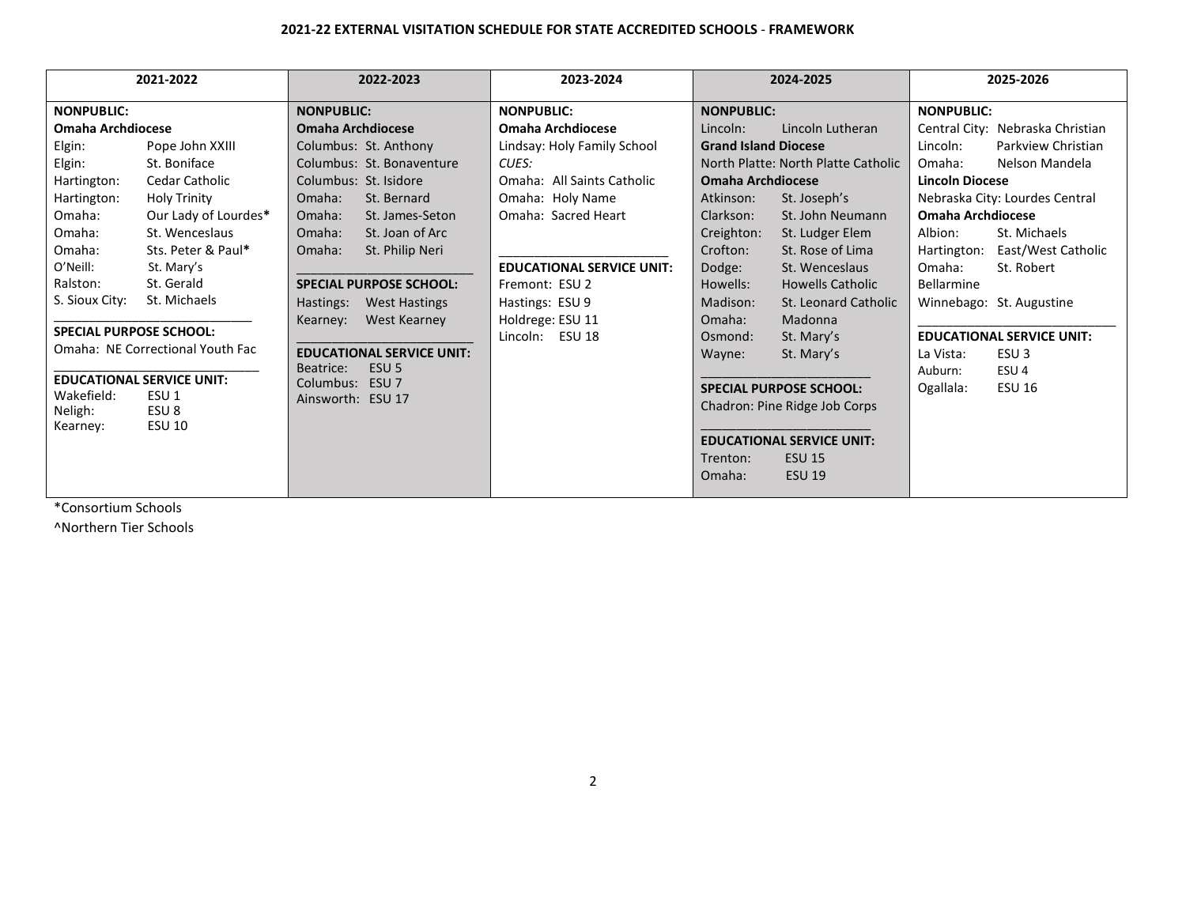**2021-22 EXTERNAL VISITATION SCHEDULE FOR STATE ACCREDITED SCHOOLS - FRAMEWORK**

| 2021-2022 | 2022-2023 | 2023-2024 | 2024-2025 | 2025-2026 |
|---|---|---|---|---|
| **NONPUBLIC:**<br>**Omaha Archdiocese**<br>Elgin: Pope John XXIII<br>Elgin: St. Boniface<br>Hartington: Cedar Catholic<br>Hartington: Holy Trinity<br>Omaha: Our Lady of Lourdes*<br>Omaha: St. Wenceslaus<br>Omaha: Sts. Peter & Paul*<br>O'Neill: St. Mary's<br>Ralston: St. Gerald<br>S. Sioux City: St. Michaels<br>______________________________<br>**SPECIAL PURPOSE SCHOOL:**<br>Omaha: NE Correctional Youth Fac<br>______________________________<br>**EDUCATIONAL SERVICE UNIT:**<br>Wakefield: ESU 1<br>Neligh: ESU 8<br>Kearney: ESU 10 | **NONPUBLIC:**<br>**Omaha Archdiocese**<br>Columbus: St. Anthony<br>Columbus: St. Bonaventure<br>Columbus: St. Isidore<br>Omaha: St. Bernard<br>Omaha: St. James-Seton<br>Omaha: St. Joan of Arc<br>Omaha: St. Philip Neri<br>___________________________<br>**SPECIAL PURPOSE SCHOOL:**<br>Hastings: West Hastings<br>Kearney: West Kearney<br>___________________________<br>**EDUCATIONAL SERVICE UNIT:**<br>Beatrice: ESU 5<br>Columbus: ESU 7<br>Ainsworth: ESU 17 | **NONPUBLIC:**<br>**Omaha Archdiocese**<br>Lindsay: Holy Family School<br>*CUES:*<br>Omaha: All Saints Catholic<br>Omaha: Holy Name<br>Omaha: Sacred Heart<br>___________________________<br>**EDUCATIONAL SERVICE UNIT:**<br>Fremont: ESU 2<br>Hastings: ESU 9<br>Holdrege: ESU 11<br>Lincoln: ESU 18 | **NONPUBLIC:**<br>Lincoln: Lincoln Lutheran<br>**Grand Island Diocese**<br>North Platte: North Platte Catholic<br>**Omaha Archdiocese**<br>Atkinson: St. Joseph's<br>Clarkson: St. John Neumann<br>Creighton: St. Ludger Elem<br>Crofton: St. Rose of Lima<br>Dodge: St. Wenceslaus<br>Howells: Howells Catholic<br>Madison: St. Leonard Catholic<br>Omaha: Madonna<br>Osmond: St. Mary's<br>Wayne: St. Mary's<br>___________________________<br>**SPECIAL PURPOSE SCHOOL:**<br>Chadron: Pine Ridge Job Corps<br>___________________________<br>**EDUCATIONAL SERVICE UNIT:**<br>Trenton: ESU 15<br>Omaha: ESU 19 | **NONPUBLIC:**<br>Central City: Nebraska Christian<br>Lincoln: Parkview Christian<br>Omaha: Nelson Mandela<br>**Lincoln Diocese**<br>Nebraska City: Lourdes Central<br>**Omaha Archdiocese**<br>Albion: St. Michaels<br>Hartington: East/West Catholic<br>Omaha: St. Robert Bellarmine<br>Winnebago: St. Augustine<br>______________________________<br>**EDUCATIONAL SERVICE UNIT:**<br>La Vista: ESU 3<br>Auburn: ESU 4<br>Ogallala: ESU 16 |

*Consortium Schools

^Northern Tier Schools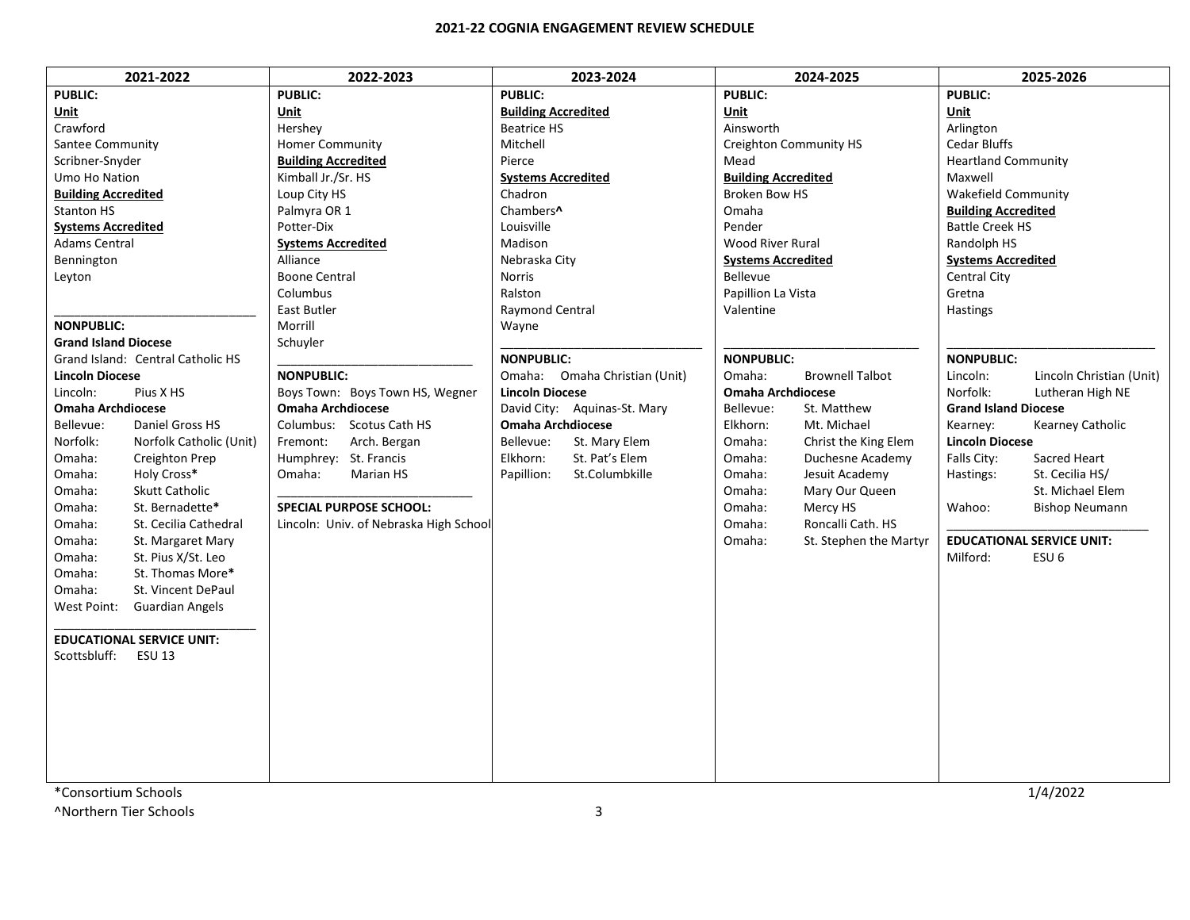# 2021-22 COGNIA ENGAGEMENT REVIEW SCHEDULE

| 2021-2022 | 2022-2023 | 2023-2024 | 2024-2025 | 2025-2026 |
|---|---|---|---|---|
| **PUBLIC:** | **PUBLIC:** | **PUBLIC:** | **PUBLIC:** | **PUBLIC:** |
| **Unit** | **Unit** | **Building Accredited** | **Unit** | **Unit** |
| Crawford | Hershey | Beatrice HS | Ainsworth | Arlington |
| Santee Community | Homer Community | Mitchell | Creighton Community HS | Cedar Bluffs |
| Scribner-Snyder | **Building Accredited** | Pierce | Mead | Heartland Community |
| Umo Ho Nation | Kimball Jr./Sr. HS | **Systems Accredited** | **Building Accredited** | Maxwell |
| **Building Accredited** | Loup City HS | Chadron | Broken Bow HS | Wakefield Community |
| Stanton HS | Palmyra OR 1 | Chambers^ | Omaha | **Building Accredited** |
| **Systems Accredited** | Potter-Dix | Louisville | Pender | Battle Creek HS |
| Adams Central | **Systems Accredited** | Madison | Wood River Rural | Randolph HS |
| Bennington | Alliance | Nebraska City | **Systems Accredited** | **Systems Accredited** |
| Leyton | Boone Central | Norris | Bellevue | Central City |
| | Columbus | Ralston | Papillion La Vista | Gretna |
| | East Butler | Raymond Central | Valentine | Hastings |
| **NONPUBLIC:** | Morrill | Wayne | | |
| **Grand Island Diocese** | Schuyler | | | |
| Grand Island: Central Catholic HS | | **NONPUBLIC:** | **NONPUBLIC:** | **NONPUBLIC:** |
| **Lincoln Diocese** | **NONPUBLIC:** | Omaha: Omaha Christian (Unit) | Omaha: Brownell Talbot | Lincoln: Lincoln Christian (Unit) |
| Lincoln: Pius X HS | Boys Town: Boys Town HS, Wegner | **Lincoln Diocese** | **Omaha Archdiocese** | Norfolk: Lutheran High NE |
| **Omaha Archdiocese** | **Omaha Archdiocese** | David City: Aquinas-St. Mary | Bellevue: St. Matthew | **Grand Island Diocese** |
| Bellevue: Daniel Gross HS | Columbus: Scotus Cath HS | **Omaha Archdiocese** | Elkhorn: Mt. Michael | Kearney: Kearney Catholic |
| Norfolk: Norfolk Catholic (Unit) | Fremont: Arch. Bergan | Bellevue: St. Mary Elem | Omaha: Christ the King Elem | **Lincoln Diocese** |
| Omaha: Creighton Prep | Humphrey: St. Francis | Elkhorn: St. Pat's Elem | Omaha: Duchesne Academy | Falls City: Sacred Heart |
| Omaha: Holy Cross* | Omaha: Marian HS | Papillion: St.Columbkille | Omaha: Jesuit Academy | Hastings: St. Cecilia HS/ |
| Omaha: Skutt Catholic | | | Omaha: Mary Our Queen | St. Michael Elem |
| Omaha: St. Bernadette* | **SPECIAL PURPOSE SCHOOL:** | | Omaha: Mercy HS | Wahoo: Bishop Neumann |
| Omaha: St. Cecilia Cathedral | Lincoln: Univ. of Nebraska High School | | Omaha: Roncalli Cath. HS | |
| Omaha: St. Margaret Mary | | | Omaha: St. Stephen the Martyr | **EDUCATIONAL SERVICE UNIT:** |
| Omaha: St. Pius X/St. Leo | | | | Milford: ESU 6 |
| Omaha: St. Thomas More* | | | | |
| Omaha: St. Vincent DePaul | | | | |
| West Point: Guardian Angels | | | | |
| | | | | |
| **EDUCATIONAL SERVICE UNIT:** | | | | |
| Scottsbluff: ESU 13 | | | | |

*Consortium Schools

^Northern Tier Schools

1/4/2022